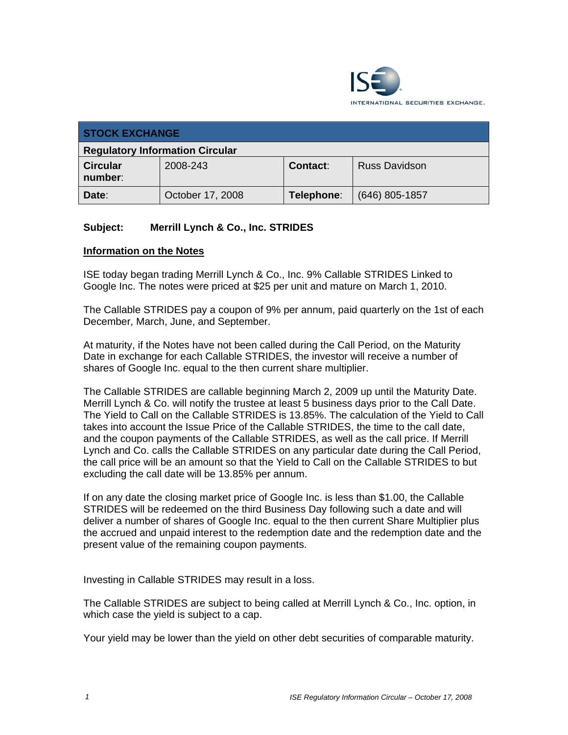ISE INTERNATIONAL SECURITIES EXCHANGE.

| STOCK EXCHANGE | | | |
|---|---|---|---|
| **Regulatory Information Circular** | | | |
| **Circular number**: | 2008-243 | **Contact**: | Russ Davidson |
| **Date**: | October 17, 2008 | **Telephone**: | (646) 805-1857 |

**Subject: Merrill Lynch & Co., Inc. STRIDES**

## Information on the Notes

ISE today began trading Merrill Lynch & Co., Inc. 9% Callable STRIDES Linked to Google Inc. The notes were priced at $25 per unit and mature on March 1, 2010.

The Callable STRIDES pay a coupon of 9% per annum, paid quarterly on the 1st of each December, March, June, and September.

At maturity, if the Notes have not been called during the Call Period, on the Maturity Date in exchange for each Callable STRIDES, the investor will receive a number of shares of Google Inc. equal to the then current share multiplier.

The Callable STRIDES are callable beginning March 2, 2009 up until the Maturity Date. Merrill Lynch & Co. will notify the trustee at least 5 business days prior to the Call Date. The Yield to Call on the Callable STRIDES is 13.85%. The calculation of the Yield to Call takes into account the Issue Price of the Callable STRIDES, the time to the call date, and the coupon payments of the Callable STRIDES, as well as the call price. If Merrill Lynch and Co. calls the Callable STRIDES on any particular date during the Call Period, the call price will be an amount so that the Yield to Call on the Callable STRIDES to but excluding the call date will be 13.85% per annum.

If on any date the closing market price of Google Inc. is less than $1.00, the Callable STRIDES will be redeemed on the third Business Day following such a date and will deliver a number of shares of Google Inc. equal to the then current Share Multiplier plus the accrued and unpaid interest to the redemption date and the redemption date and the present value of the remaining coupon payments.

Investing in Callable STRIDES may result in a loss.

The Callable STRIDES are subject to being called at Merrill Lynch & Co., Inc. option, in which case the yield is subject to a cap.

Your yield may be lower than the yield on other debt securities of comparable maturity.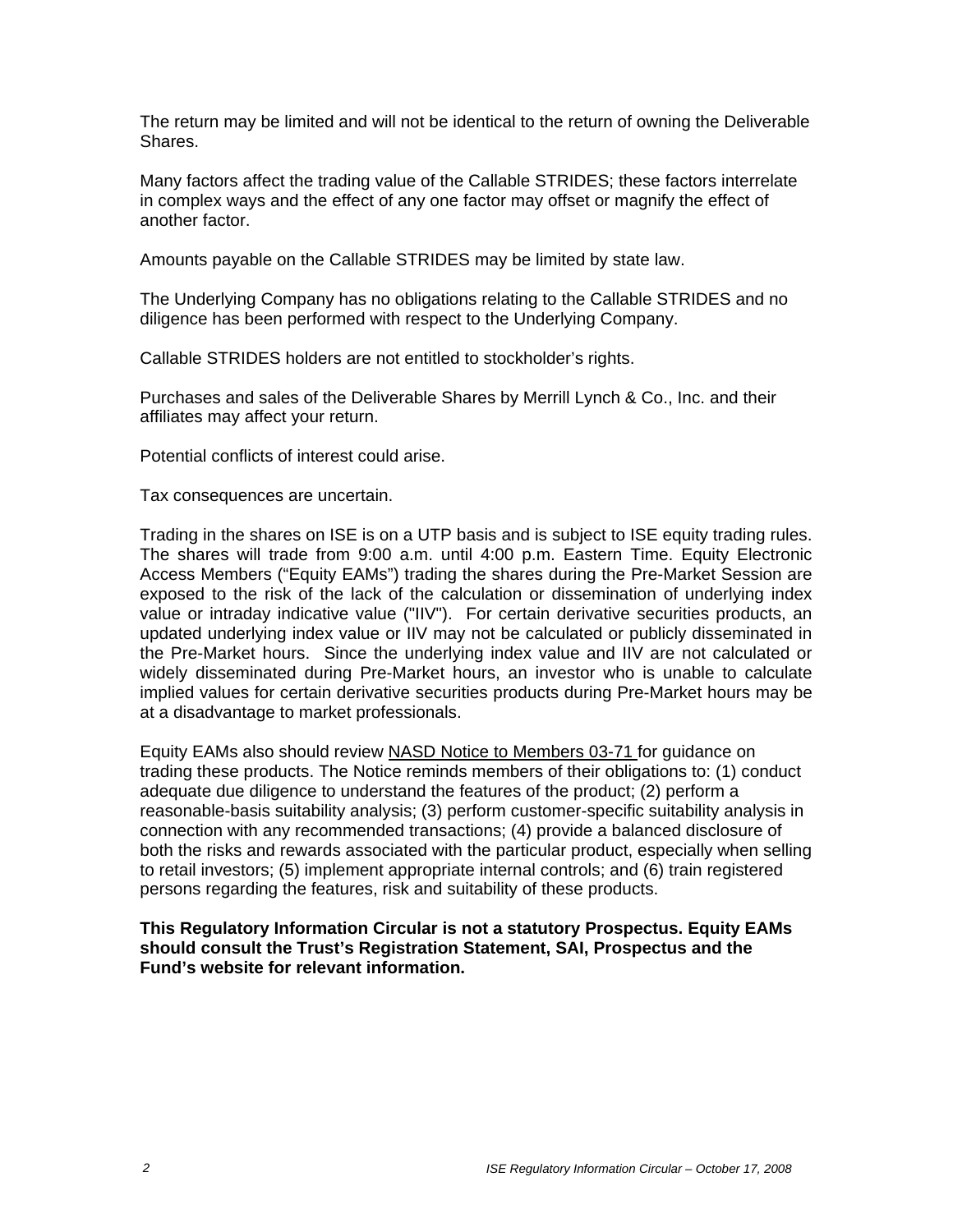The return may be limited and will not be identical to the return of owning the Deliverable Shares.

Many factors affect the trading value of the Callable STRIDES; these factors interrelate in complex ways and the effect of any one factor may offset or magnify the effect of another factor.

Amounts payable on the Callable STRIDES may be limited by state law.

The Underlying Company has no obligations relating to the Callable STRIDES and no diligence has been performed with respect to the Underlying Company.

Callable STRIDES holders are not entitled to stockholder's rights.

Purchases and sales of the Deliverable Shares by Merrill Lynch & Co., Inc. and their affiliates may affect your return.

Potential conflicts of interest could arise.

Tax consequences are uncertain.

Trading in the shares on ISE is on a UTP basis and is subject to ISE equity trading rules. The shares will trade from 9:00 a.m. until 4:00 p.m. Eastern Time. Equity Electronic Access Members ("Equity EAMs") trading the shares during the Pre-Market Session are exposed to the risk of the lack of the calculation or dissemination of underlying index value or intraday indicative value ("IIV"). For certain derivative securities products, an updated underlying index value or IIV may not be calculated or publicly disseminated in the Pre-Market hours. Since the underlying index value and IIV are not calculated or widely disseminated during Pre-Market hours, an investor who is unable to calculate implied values for certain derivative securities products during Pre-Market hours may be at a disadvantage to market professionals.

Equity EAMs also should review NASD Notice to Members 03-71 for guidance on trading these products. The Notice reminds members of their obligations to: (1) conduct adequate due diligence to understand the features of the product; (2) perform a reasonable-basis suitability analysis; (3) perform customer-specific suitability analysis in connection with any recommended transactions; (4) provide a balanced disclosure of both the risks and rewards associated with the particular product, especially when selling to retail investors; (5) implement appropriate internal controls; and (6) train registered persons regarding the features, risk and suitability of these products.

**This Regulatory Information Circular is not a statutory Prospectus. Equity EAMs should consult the Trust's Registration Statement, SAI, Prospectus and the Fund's website for relevant information.**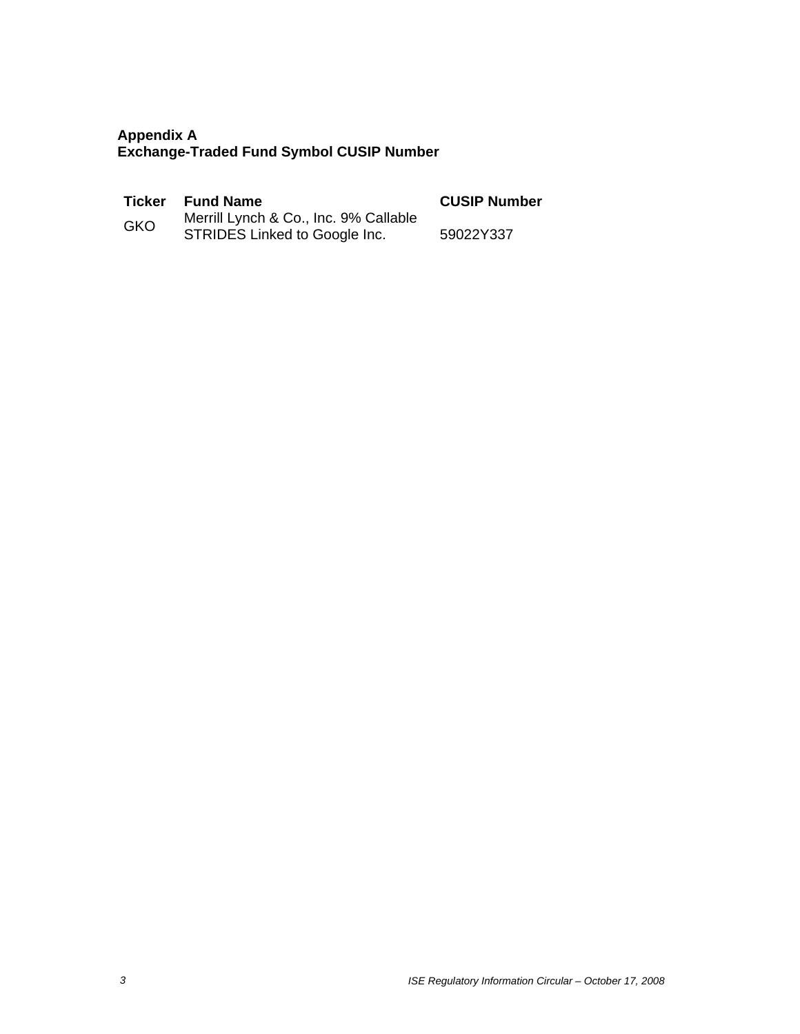**Appendix A**
**Exchange-Traded Fund Symbol CUSIP Number**

| Ticker | Fund Name | CUSIP Number |
|---|---|---|
| GKO | Merrill Lynch & Co., Inc. 9% Callable STRIDES Linked to Google Inc. | 59022Y337 |